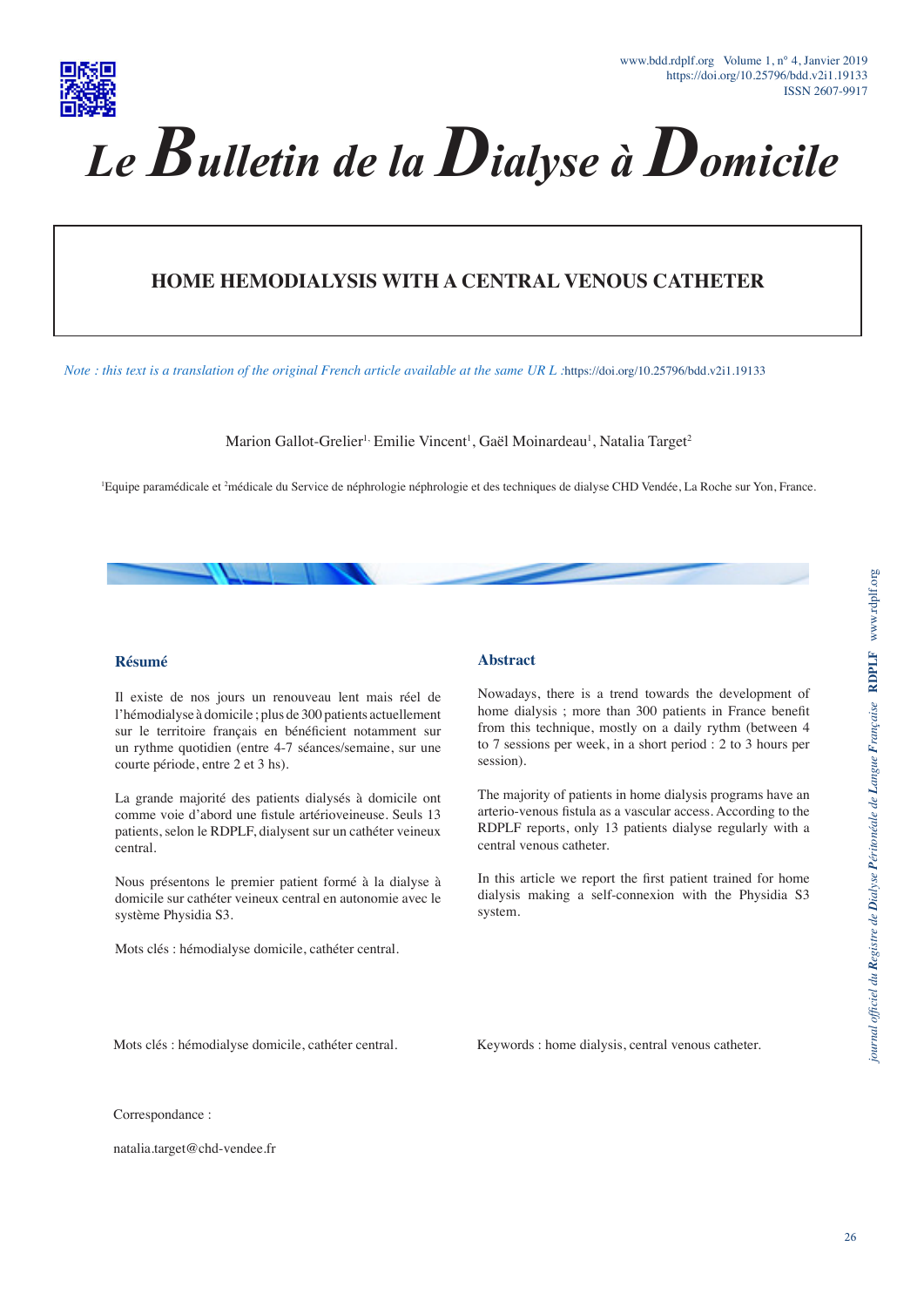# HOME HEMODIALYSIS WITH A CENTRAL VENOUS CATHETER

*Note : this text is a translation of the original French article available at the same UR L :*https://doi.org/10.25796/bdd.v2i1.19133

Marion Gallot-Grelier[1], Emilie Vincent[1], Gaël Moinardeau[1], Natalia Target[2]

[1]Equipe paramédicale et [2]médicale du Service de néphrologie néphrologie et des techniques de dialyse CHD Vendée, La Roche sur Yon, France.

## Résumé

Il existe de nos jours un renouveau lent mais réel de l'hémodialyse à domicile ; plus de 300 patients actuellement sur le territoire français en bénéficient notamment sur un rythme quotidien (entre 4-7 séances/semaine, sur une courte période, entre 2 et 3 hs).

La grande majorité des patients dialysés à domicile ont comme voie d'abord une fistule artérioveineuse. Seuls 13 patients, selon le RDPLF, dialysent sur un cathéter veineux central.

Nous présentons le premier patient formé à la dialyse à domicile sur cathéter veineux central en autonomie avec le système Physidia S3.

Mots clés : hémodialyse domicile, cathéter central.

## Abstract

Nowadays, there is a trend towards the development of home dialysis ; more than 300 patients in France benefit from this technique, mostly on a daily rythm (between 4 to 7 sessions per week, in a short period : 2 to 3 hours per session).

The majority of patients in home dialysis programs have an arterio-venous fistula as a vascular access. According to the RDPLF reports, only 13 patients dialyse regularly with a central venous catheter.

In this article we report the first patient trained for home dialysis making a self-connexion with the Physidia S3 system.

Mots clés : hémodialyse domicile, cathéter central.

Keywords : home dialysis, central venous catheter.

Correspondance :

natalia.target@chd-vendee.fr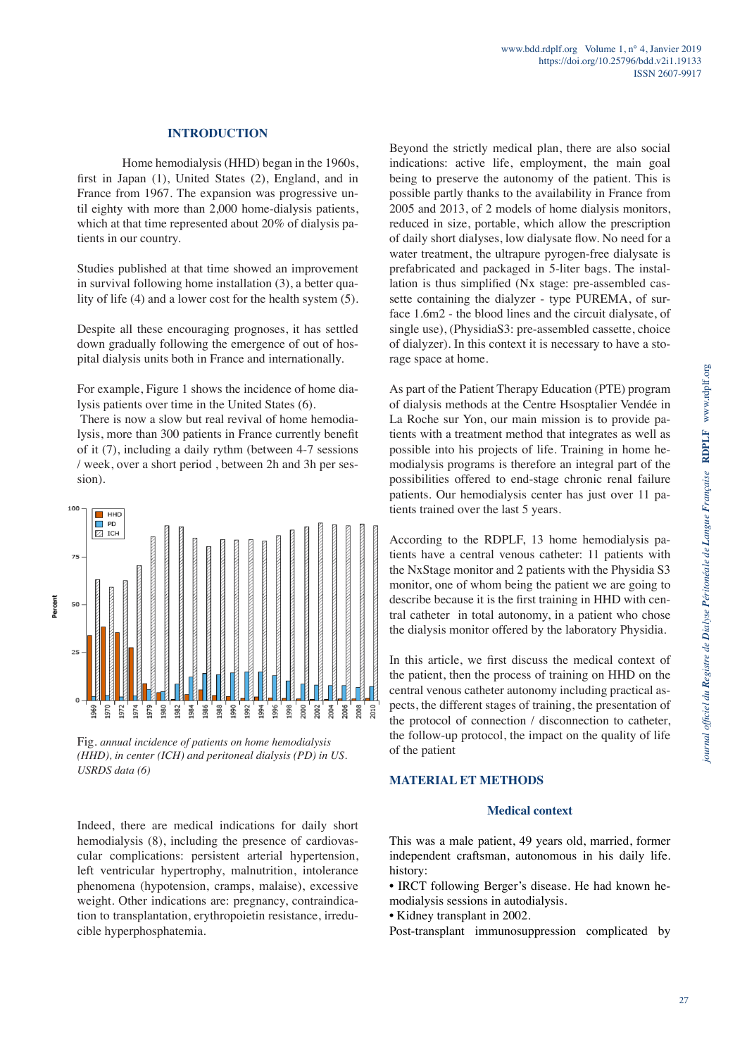## INTRODUCTION

Home hemodialysis (HHD) began in the 1960s, first in Japan (1), United States (2), England, and in France from 1967. The expansion was progressive until eighty with more than 2,000 home-dialysis patients, which at that time represented about 20% of dialysis patients in our country.

Studies published at that time showed an improvement in survival following home installation (3), a better quality of life (4) and a lower cost for the health system (5).

Despite all these encouraging prognoses, it has settled down gradually following the emergence of out of hospital dialysis units both in France and internationally.

For example, Figure 1 shows the incidence of home dialysis patients over time in the United States (6).

There is now a slow but real revival of home hemodialysis, more than 300 patients in France currently benefit of it (7), including a daily rythm (between 4-7 sessions / week, over a short period , between 2h and 3h per session).

Fig. *annual incidence of patients on home hemodialysis (HHD), in center (ICH) and peritoneal dialysis (PD) in US. USRDS data (6)*

Indeed, there are medical indications for daily short hemodialysis (8), including the presence of cardiovascular complications: persistent arterial hypertension, left ventricular hypertrophy, malnutrition, intolerance phenomena (hypotension, cramps, malaise), excessive weight. Other indications are: pregnancy, contraindication to transplantation, erythropoietin resistance, irreducible hyperphosphatemia.

Beyond the strictly medical plan, there are also social indications: active life, employment, the main goal being to preserve the autonomy of the patient. This is possible partly thanks to the availability in France from 2005 and 2013, of 2 models of home dialysis monitors, reduced in size, portable, which allow the prescription of daily short dialyses, low dialysate flow. No need for a water treatment, the ultrapure pyrogen-free dialysate is prefabricated and packaged in 5-liter bags. The installation is thus simplified (Nx stage: pre-assembled cassette containing the dialyzer - type PUREMA, of surface 1.6m2 - the blood lines and the circuit dialysate, of single use), (PhysidiaS3: pre-assembled cassette, choice of dialyzer). In this context it is necessary to have a storage space at home.

As part of the Patient Therapy Education (PTE) program of dialysis methods at the Centre Hsosptalier Vendée in La Roche sur Yon, our main mission is to provide patients with a treatment method that integrates as well as possible into his projects of life. Training in home hemodialysis programs is therefore an integral part of the possibilities offered to end-stage chronic renal failure patients. Our hemodialysis center has just over 11 patients trained over the last 5 years.

According to the RDPLF, 13 home hemodialysis patients have a central venous catheter: 11 patients with the NxStage monitor and 2 patients with the Physidia S3 monitor, one of whom being the patient we are going to describe because it is the first training in HHD with central catheter in total autonomy, in a patient who chose the dialysis monitor offered by the laboratory Physidia.

In this article, we first discuss the medical context of the patient, then the process of training on HHD on the central venous catheter autonomy including practical aspects, the different stages of training, the presentation of the protocol of connection / disconnection to catheter, the follow-up protocol, the impact on the quality of life of the patient

## MATERIAL ET METHODS

### Medical context

This was a male patient, 49 years old, married, former independent craftsman, autonomous in his daily life. history:

- IRCT following Berger's disease. He had known hemodialysis sessions in autodialysis.
- Kidney transplant in 2002.

Post-transplant immunosuppression complicated by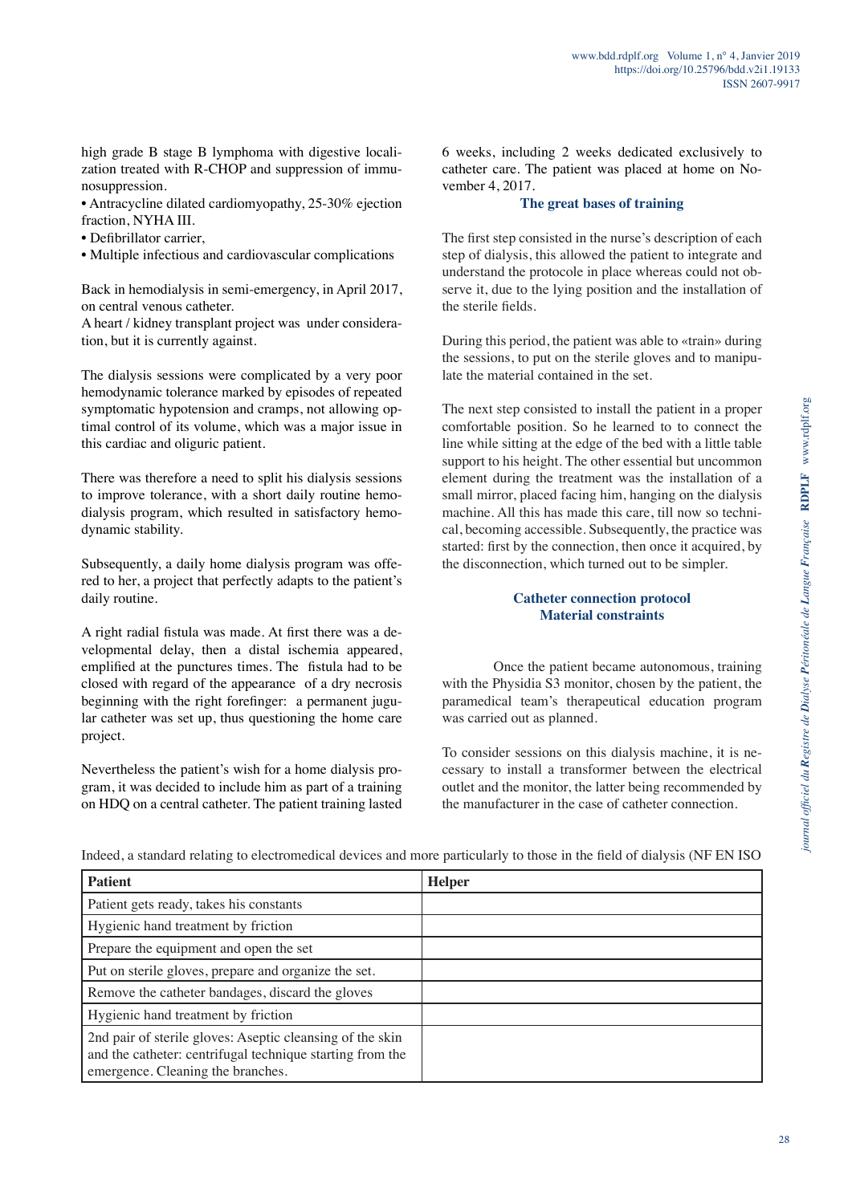high grade B stage B lymphoma with digestive localization treated with R-CHOP and suppression of immunosuppression.

- Antracycline dilated cardiomyopathy, 25-30% ejection fraction, NYHA III.
- Defibrillator carrier,
- Multiple infectious and cardiovascular complications

Back in hemodialysis in semi-emergency, in April 2017, on central venous catheter.

A heart / kidney transplant project was under consideration, but it is currently against.

The dialysis sessions were complicated by a very poor hemodynamic tolerance marked by episodes of repeated symptomatic hypotension and cramps, not allowing optimal control of its volume, which was a major issue in this cardiac and oliguric patient.

There was therefore a need to split his dialysis sessions to improve tolerance, with a short daily routine hemodialysis program, which resulted in satisfactory hemodynamic stability.

Subsequently, a daily home dialysis program was offered to her, a project that perfectly adapts to the patient's daily routine.

A right radial fistula was made. At first there was a developmental delay, then a distal ischemia appeared, emplified at the punctures times. The fistula had to be closed with regard of the appearance of a dry necrosis beginning with the right forefinger: a permanent jugular catheter was set up, thus questioning the home care project.

Nevertheless the patient's wish for a home dialysis program, it was decided to include him as part of a training on HDQ on a central catheter. The patient training lasted 6 weeks, including 2 weeks dedicated exclusively to catheter care. The patient was placed at home on November 4, 2017.

## The great bases of training

The first step consisted in the nurse's description of each step of dialysis, this allowed the patient to integrate and understand the protocole in place whereas could not observe it, due to the lying position and the installation of the sterile fields.

During this period, the patient was able to «train» during the sessions, to put on the sterile gloves and to manipulate the material contained in the set.

The next step consisted to install the patient in a proper comfortable position. So he learned to to connect the line while sitting at the edge of the bed with a little table support to his height. The other essential but uncommon element during the treatment was the installation of a small mirror, placed facing him, hanging on the dialysis machine. All this has made this care, till now so technical, becoming accessible. Subsequently, the practice was started: first by the connection, then once it acquired, by the disconnection, which turned out to be simpler.

## Catheter connection protocol
## Material constraints

Once the patient became autonomous, training with the Physidia S3 monitor, chosen by the patient, the paramedical team's therapeutical education program was carried out as planned.

To consider sessions on this dialysis machine, it is necessary to install a transformer between the electrical outlet and the monitor, the latter being recommended by the manufacturer in the case of catheter connection.

Indeed, a standard relating to electromedical devices and more particularly to those in the field of dialysis (NF EN ISO

| Patient | Helper |
|---|---|
| Patient gets ready, takes his constants | |
| Hygienic hand treatment by friction | |
| Prepare the equipment and open the set | |
| Put on sterile gloves, prepare and organize the set. | |
| Remove the catheter bandages, discard the gloves | |
| Hygienic hand treatment by friction | |
| 2nd pair of sterile gloves: Aseptic cleansing of the skin and the catheter: centrifugal technique starting from the emergence. Cleaning the branches. | |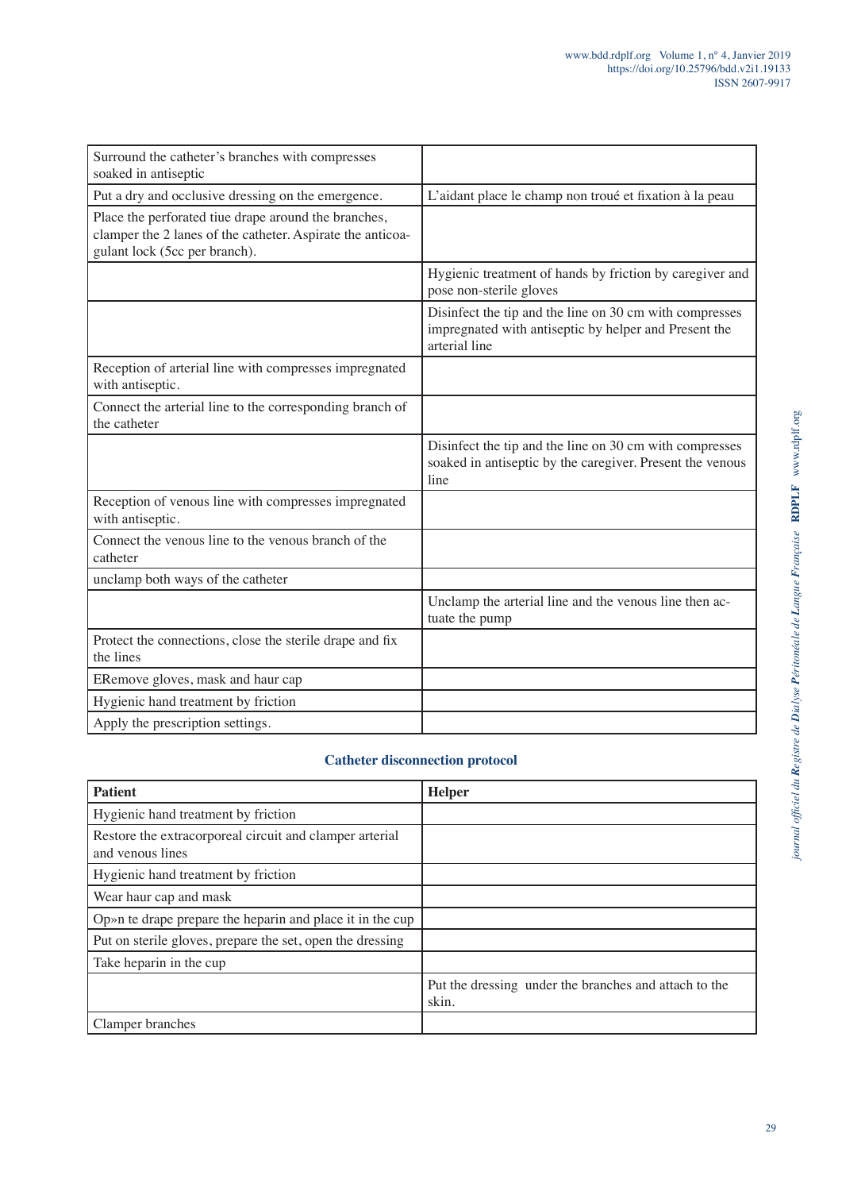| | |
|---|---|
| Surround the catheter's branches with compresses soaked in antiseptic | |
| Put a dry and occlusive dressing on the emergence. | L'aidant place le champ non troué et fixation à la peau |
| Place the perforated tiue drape around the branches, clamper the 2 lanes of the catheter. Aspirate the anticoagulant lock (5cc per branch). | |
| | Hygienic treatment of hands by friction by caregiver and pose non-sterile gloves |
| | Disinfect the tip and the line on 30 cm with compresses impregnated with antiseptic by helper and Present the arterial line |
| Reception of arterial line with compresses impregnated with antiseptic. | |
| Connect the arterial line to the corresponding branch of the catheter | |
| | Disinfect the tip and the line on 30 cm with compresses soaked in antiseptic by the caregiver. Present the venous line |
| Reception of venous line with compresses impregnated with antiseptic. | |
| Connect the venous line to the venous branch of the catheter | |
| unclamp both ways of the catheter | |
| | Unclamp the arterial line and the venous line then actuate the pump |
| Protect the connections, close the sterile drape and fix the lines | |
| ERemove gloves, mask and haur cap | |
| Hygienic hand treatment by friction | |
| Apply the prescription settings. | |

## Catheter disconnection protocol

| Patient | Helper |
|---|---|
| Hygienic hand treatment by friction | |
| Restore the extracorporeal circuit and clamper arterial and venous lines | |
| Hygienic hand treatment by friction | |
| Wear haur cap and mask | |
| Op»n te drape prepare the heparin and place it in the cup | |
| Put on sterile gloves, prepare the set, open the dressing | |
| Take heparin in the cup | |
| | Put the dressing under the branches and attach to the skin. |
| Clamper branches | |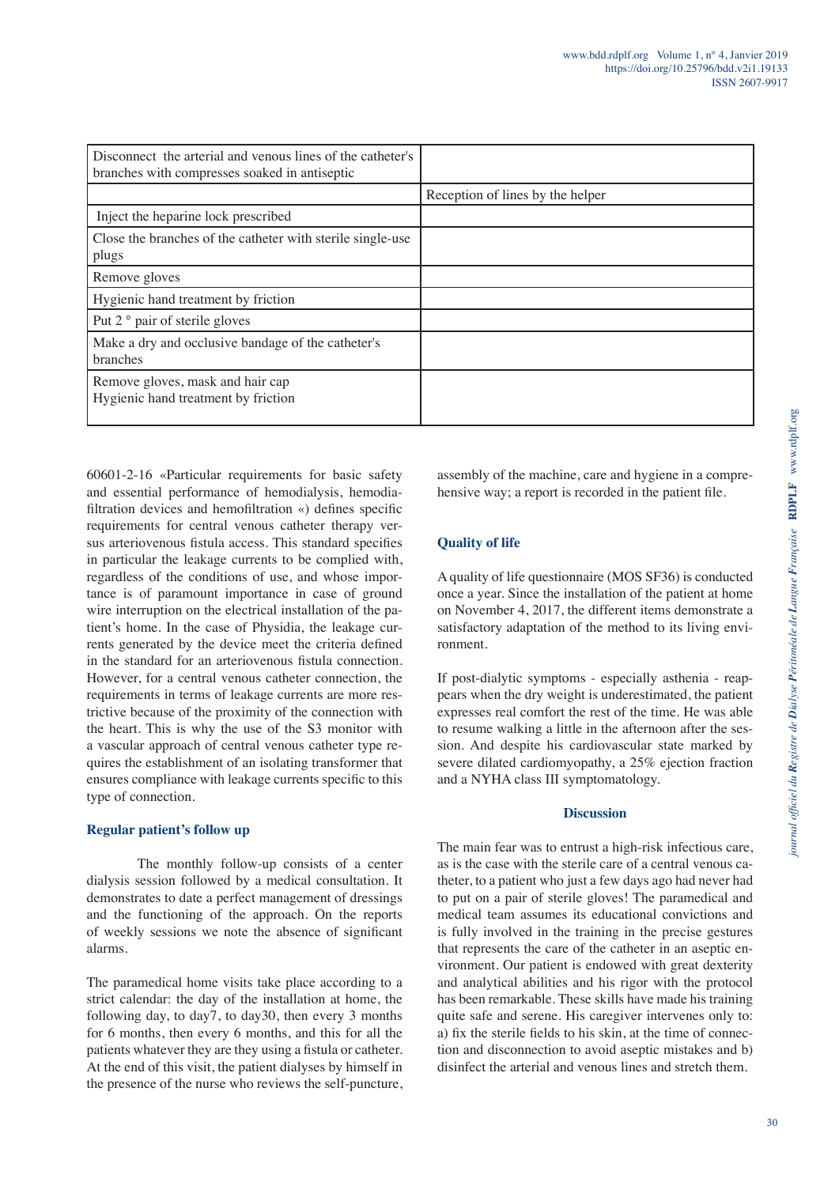| | |
|---|---|
| Disconnect the arterial and venous lines of the catheter's branches with compresses soaked in antiseptic | |
| | Reception of lines by the helper |
| Inject the heparine lock prescribed | |
| Close the branches of the catheter with sterile single-use plugs | |
| Remove gloves | |
| Hygienic hand treatment by friction | |
| Put 2 ° pair of sterile gloves | |
| Make a dry and occlusive bandage of the catheter's branches | |
| Remove gloves, mask and hair cap<br>Hygienic hand treatment by friction | |

60601-2-16 «Particular requirements for basic safety and essential performance of hemodialysis, hemodiafiltration devices and hemofiltration «) defines specific requirements for central venous catheter therapy versus arteriovenous fistula access. This standard specifies in particular the leakage currents to be complied with, regardless of the conditions of use, and whose importance is of paramount importance in case of ground wire interruption on the electrical installation of the patient's home. In the case of Physidia, the leakage currents generated by the device meet the criteria defined in the standard for an arteriovenous fistula connection. However, for a central venous catheter connection, the requirements in terms of leakage currents are more restrictive because of the proximity of the connection with the heart. This is why the use of the S3 monitor with a vascular approach of central venous catheter type requires the establishment of an isolating transformer that ensures compliance with leakage currents specific to this type of connection.

## Regular patient's follow up

The monthly follow-up consists of a center dialysis session followed by a medical consultation. It demonstrates to date a perfect management of dressings and the functioning of the approach. On the reports of weekly sessions we note the absence of significant alarms.

The paramedical home visits take place according to a strict calendar: the day of the installation at home, the following day, to day7, to day30, then every 3 months for 6 months, then every 6 months, and this for all the patients whatever they are they using a fistula or catheter. At the end of this visit, the patient dialyses by himself in the presence of the nurse who reviews the self-puncture, assembly of the machine, care and hygiene in a comprehensive way; a report is recorded in the patient file.

## Quality of life

A quality of life questionnaire (MOS SF36) is conducted once a year. Since the installation of the patient at home on November 4, 2017, the different items demonstrate a satisfactory adaptation of the method to its living environment.

If post-dialytic symptoms - especially asthenia - reappears when the dry weight is underestimated, the patient expresses real comfort the rest of the time. He was able to resume walking a little in the afternoon after the session. And despite his cardiovascular state marked by severe dilated cardiomyopathy, a 25% ejection fraction and a NYHA class III symptomatology.

## Discussion

The main fear was to entrust a high-risk infectious care, as is the case with the sterile care of a central venous catheter, to a patient who just a few days ago had never had to put on a pair of sterile gloves! The paramedical and medical team assumes its educational convictions and is fully involved in the training in the precise gestures that represents the care of the catheter in an aseptic environment. Our patient is endowed with great dexterity and analytical abilities and his rigor with the protocol has been remarkable. These skills have made his training quite safe and serene. His caregiver intervenes only to: a) fix the sterile fields to his skin, at the time of connection and disconnection to avoid aseptic mistakes and b) disinfect the arterial and venous lines and stretch them.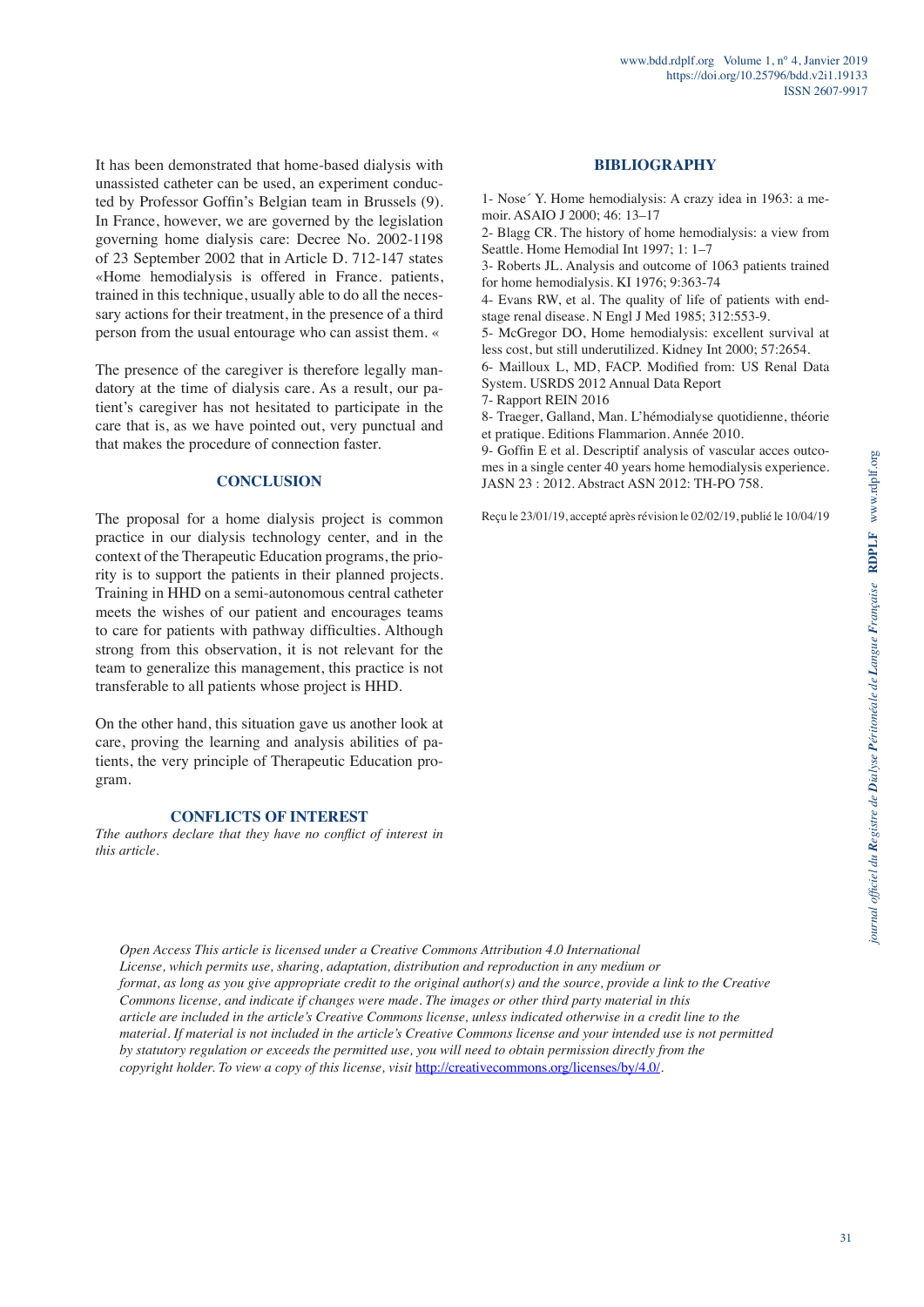It has been demonstrated that home-based dialysis with unassisted catheter can be used, an experiment conducted by Professor Goffin's Belgian team in Brussels (9). In France, however, we are governed by the legislation governing home dialysis care: Decree No. 2002-1198 of 23 September 2002 that in Article D. 712-147 states «Home hemodialysis is offered in France. patients, trained in this technique, usually able to do all the necessary actions for their treatment, in the presence of a third person from the usual entourage who can assist them. «

The presence of the caregiver is therefore legally mandatory at the time of dialysis care. As a result, our patient's caregiver has not hesitated to participate in the care that is, as we have pointed out, very punctual and that makes the procedure of connection faster.

## CONCLUSION

The proposal for a home dialysis project is common practice in our dialysis technology center, and in the context of the Therapeutic Education programs, the priority is to support the patients in their planned projects. Training in HHD on a semi-autonomous central catheter meets the wishes of our patient and encourages teams to care for patients with pathway difficulties. Although strong from this observation, it is not relevant for the team to generalize this management, this practice is not transferable to all patients whose project is HHD.

On the other hand, this situation gave us another look at care, proving the learning and analysis abilities of patients, the very principle of Therapeutic Education program.

## CONFLICTS OF INTEREST

*Tthe authors declare that they have no conflict of interest in this article.*

## BIBLIOGRAPHY

1- Nose´ Y. Home hemodialysis: A crazy idea in 1963: a memoir. ASAIO J 2000; 46: 13–17

2- Blagg CR. The history of home hemodialysis: a view from Seattle. Home Hemodial Int 1997; 1: 1–7

3- Roberts JL. Analysis and outcome of 1063 patients trained for home hemodialysis. KI 1976; 9:363-74

4- Evans RW, et al. The quality of life of patients with end-stage renal disease. N Engl J Med 1985; 312:553-9.

5- McGregor DO, Home hemodialysis: excellent survival at less cost, but still underutilized. Kidney Int 2000; 57:2654.

6- Mailloux L, MD, FACP. Modified from: US Renal Data System. USRDS 2012 Annual Data Report

7- Rapport REIN 2016

8- Traeger, Galland, Man. L'hémodialyse quotidienne, théorie et pratique. Editions Flammarion. Année 2010.

9- Goffin E et al. Descriptif analysis of vascular acces outcomes in a single center 40 years home hemodialysis experience. JASN 23 : 2012. Abstract ASN 2012: TH-PO 758.

Reçu le 23/01/19, accepté après révision le 02/02/19, publié le 10/04/19

*Open Access This article is licensed under a Creative Commons Attribution 4.0 International License, which permits use, sharing, adaptation, distribution and reproduction in any medium or format, as long as you give appropriate credit to the original author(s) and the source, provide a link to the Creative Commons license, and indicate if changes were made. The images or other third party material in this article are included in the article's Creative Commons license, unless indicated otherwise in a credit line to the material. If material is not included in the article's Creative Commons license and your intended use is not permitted by statutory regulation or exceeds the permitted use, you will need to obtain permission directly from the copyright holder. To view a copy of this license, visit* http://creativecommons.org/licenses/by/4.0/.